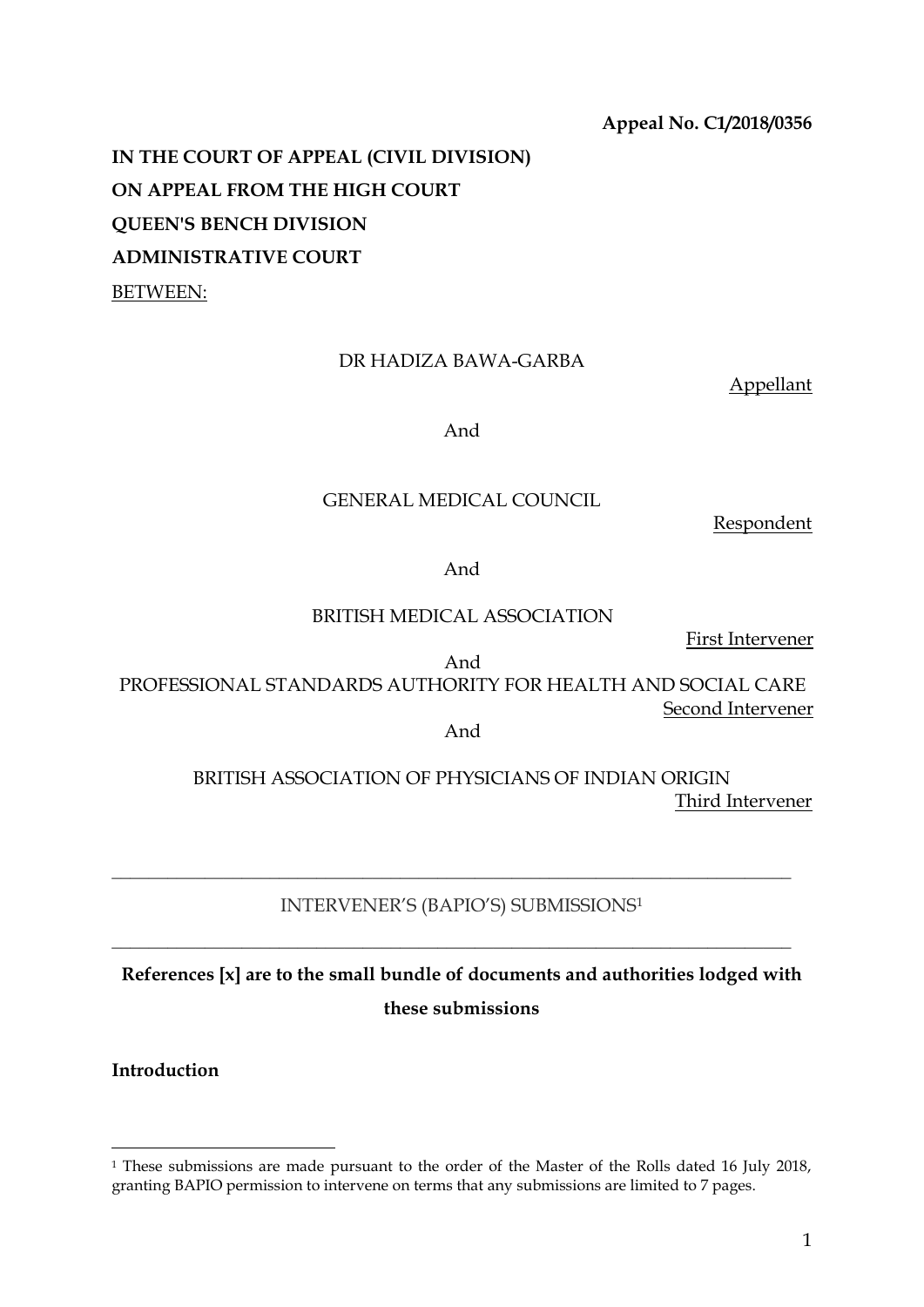**Appeal No. C1/2018/0356**

**IN THE COURT OF APPEAL (CIVIL DIVISION)**

**ON APPEAL FROM THE HIGH COURT**

**QUEEN'S BENCH DIVISION**

**ADMINISTRATIVE COURT**

BETWEEN:

DR HADIZA BAWA-GARBA

Appellant

And

GENERAL MEDICAL COUNCIL

Respondent

And

BRITISH MEDICAL ASSOCIATION

First Intervener

And

PROFESSIONAL STANDARDS AUTHORITY FOR HEALTH AND SOCIAL CARE

Second Intervener

And

BRITISH ASSOCIATION OF PHYSICIANS OF INDIAN ORIGIN

Third Intervener

---

INTERVENER'S (BAPIO'S) SUBMISSIONS[1]

---

**References [x] are to the small bundle of documents and authorities lodged with these submissions**

**Introduction**

[1] These submissions are made pursuant to the order of the Master of the Rolls dated 16 July 2018, granting BAPIO permission to intervene on terms that any submissions are limited to 7 pages.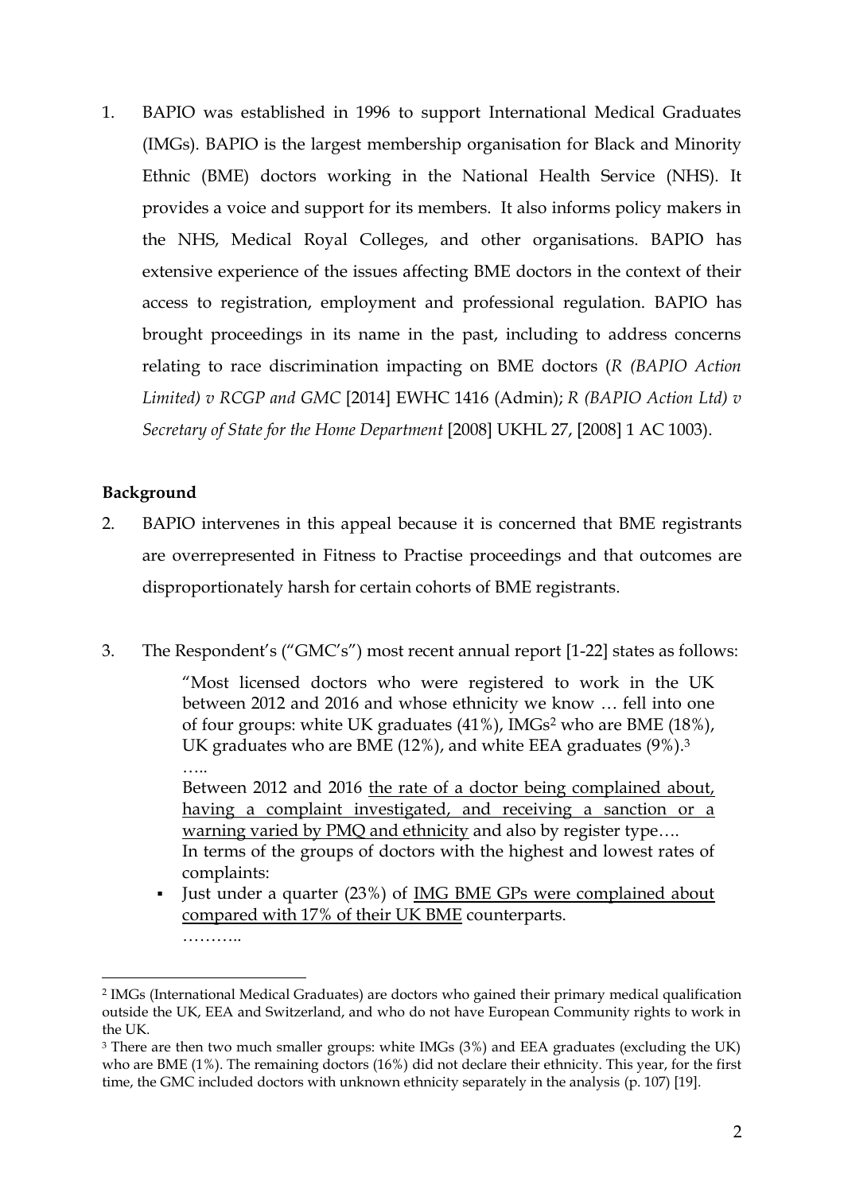1. BAPIO was established in 1996 to support International Medical Graduates (IMGs). BAPIO is the largest membership organisation for Black and Minority Ethnic (BME) doctors working in the National Health Service (NHS). It provides a voice and support for its members. It also informs policy makers in the NHS, Medical Royal Colleges, and other organisations. BAPIO has extensive experience of the issues affecting BME doctors in the context of their access to registration, employment and professional regulation. BAPIO has brought proceedings in its name in the past, including to address concerns relating to race discrimination impacting on BME doctors (*R (BAPIO Action Limited) v RCGP and GMC* [2014] EWHC 1416 (Admin); *R (BAPIO Action Ltd) v Secretary of State for the Home Department* [2008] UKHL 27, [2008] 1 AC 1003).

**Background**

2. BAPIO intervenes in this appeal because it is concerned that BME registrants are overrepresented in Fitness to Practise proceedings and that outcomes are disproportionately harsh for certain cohorts of BME registrants.

3. The Respondent's ("GMC's") most recent annual report [1-22] states as follows:

> "Most licensed doctors who were registered to work in the UK between 2012 and 2016 and whose ethnicity we know … fell into one of four groups: white UK graduates (41%), IMGs[2] who are BME (18%), UK graduates who are BME (12%), and white EEA graduates (9%).[3]
>
> …..
>
> Between 2012 and 2016 <u>the rate of a doctor being complained about, having a complaint investigated, and receiving a sanction or a warning varied by PMQ and ethnicity</u> and also by register type….
>
> In terms of the groups of doctors with the highest and lowest rates of complaints:
>
> - Just under a quarter (23%) of <u>IMG BME GPs were complained about compared with 17% of their UK BME</u> counterparts.
>
> ………..

[2] IMGs (International Medical Graduates) are doctors who gained their primary medical qualification outside the UK, EEA and Switzerland, and who do not have European Community rights to work in the UK.

[3] There are then two much smaller groups: white IMGs (3%) and EEA graduates (excluding the UK) who are BME (1%). The remaining doctors (16%) did not declare their ethnicity. This year, for the first time, the GMC included doctors with unknown ethnicity separately in the analysis (p. 107) [19].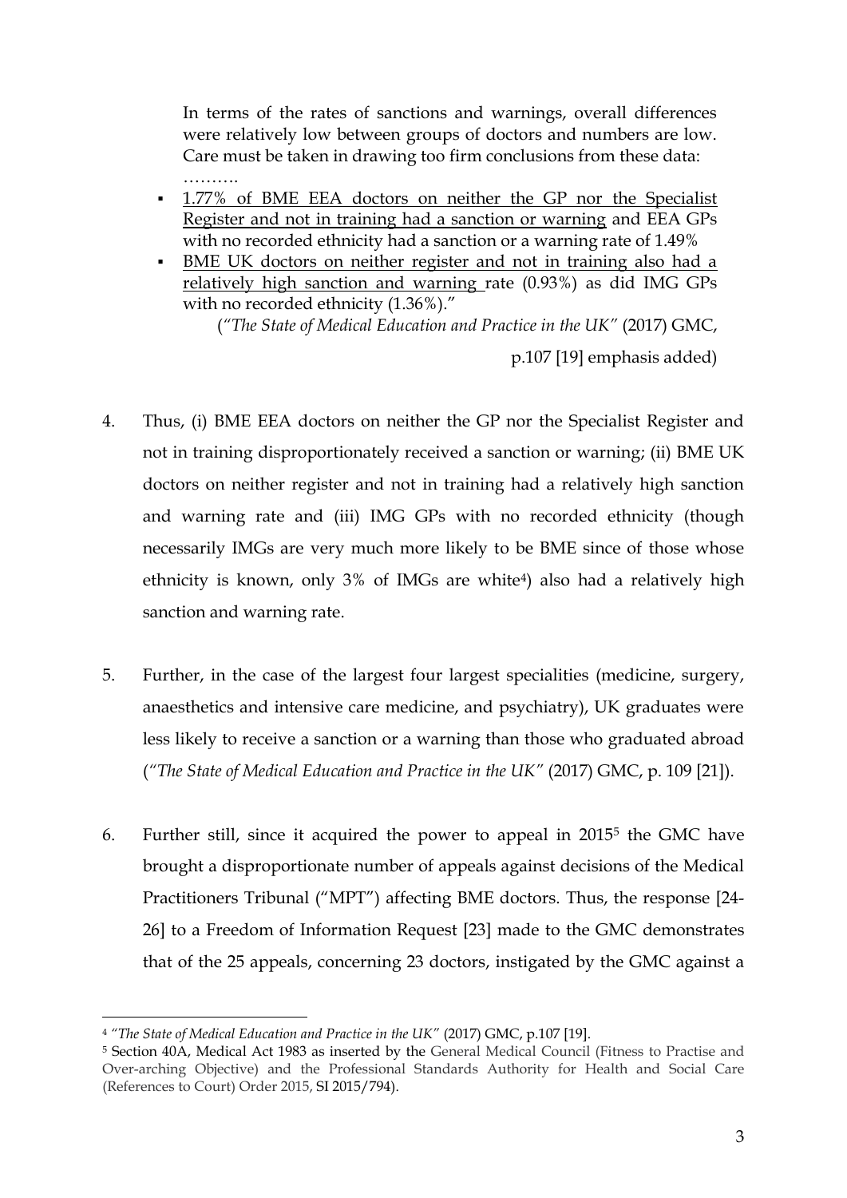> In terms of the rates of sanctions and warnings, overall differences were relatively low between groups of doctors and numbers are low. Care must be taken in drawing too firm conclusions from these data:
>
> ……….
>
> - <u>1.77% of BME EEA doctors on neither the GP nor the Specialist Register and not in training had a sanction or warning</u> and EEA GPs with no recorded ethnicity had a sanction or a warning rate of 1.49%
> - <u>BME UK doctors on neither register and not in training also had a relatively high sanction and warning</u> rate (0.93%) as did IMG GPs with no recorded ethnicity (1.36%)."
>
> (*"The State of Medical Education and Practice in the UK"* (2017) GMC, p.107 [19] emphasis added)

4. Thus, (i) BME EEA doctors on neither the GP nor the Specialist Register and not in training disproportionately received a sanction or warning; (ii) BME UK doctors on neither register and not in training had a relatively high sanction and warning rate and (iii) IMG GPs with no recorded ethnicity (though necessarily IMGs are very much more likely to be BME since of those whose ethnicity is known, only 3% of IMGs are white[4]) also had a relatively high sanction and warning rate.

5. Further, in the case of the largest four largest specialities (medicine, surgery, anaesthetics and intensive care medicine, and psychiatry), UK graduates were less likely to receive a sanction or a warning than those who graduated abroad (*"The State of Medical Education and Practice in the UK"* (2017) GMC, p. 109 [21]).

6. Further still, since it acquired the power to appeal in 2015[5] the GMC have brought a disproportionate number of appeals against decisions of the Medical Practitioners Tribunal ("MPT") affecting BME doctors. Thus, the response [24-26] to a Freedom of Information Request [23] made to the GMC demonstrates that of the 25 appeals, concerning 23 doctors, instigated by the GMC against a

---

[4] *"The State of Medical Education and Practice in the UK"* (2017) GMC, p.107 [19].

[5] Section 40A, Medical Act 1983 as inserted by the General Medical Council (Fitness to Practise and Over-arching Objective) and the Professional Standards Authority for Health and Social Care (References to Court) Order 2015, SI 2015/794).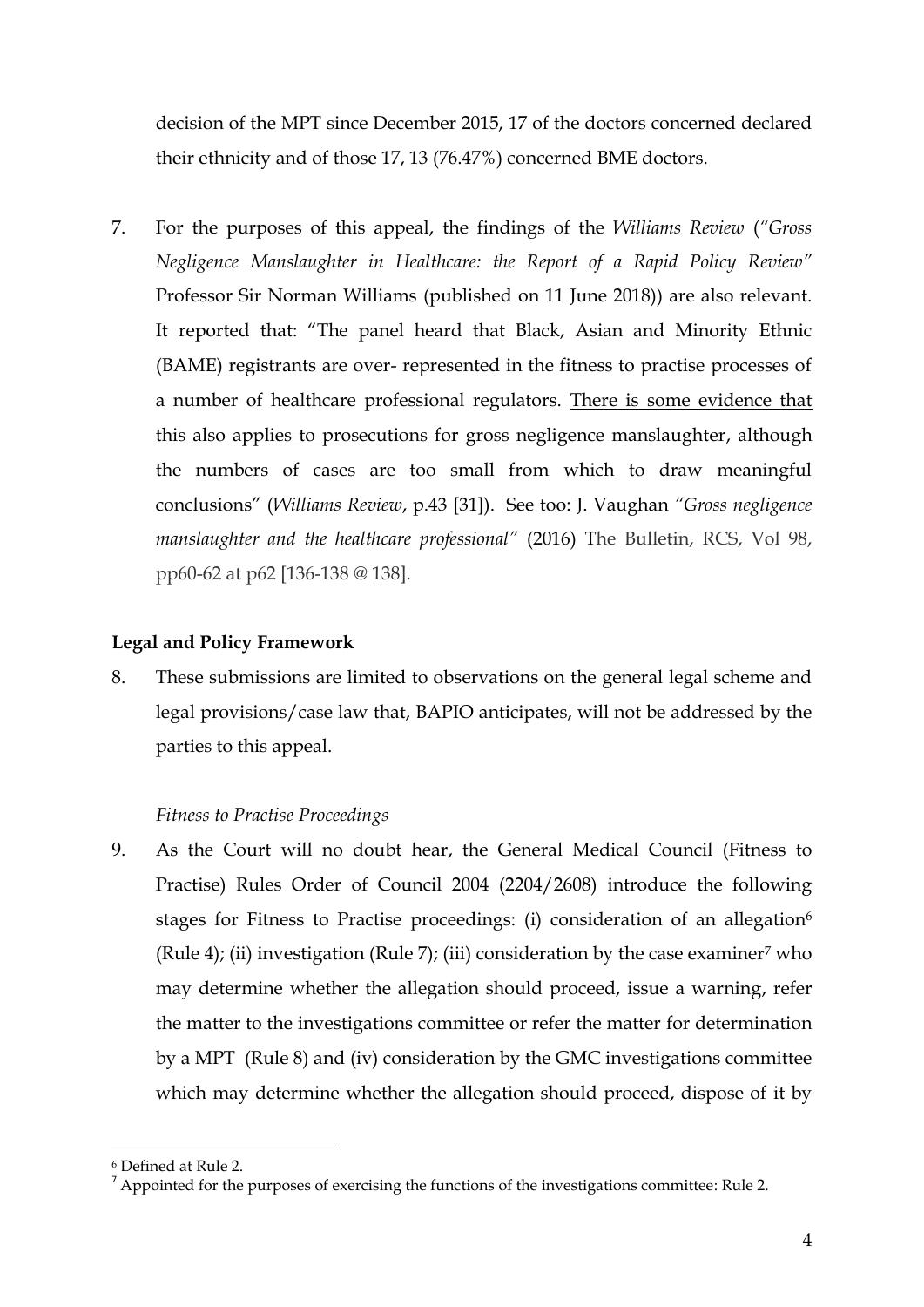decision of the MPT since December 2015, 17 of the doctors concerned declared their ethnicity and of those 17, 13 (76.47%) concerned BME doctors.

7. For the purposes of this appeal, the findings of the *Williams Review* (*"Gross Negligence Manslaughter in Healthcare: the Report of a Rapid Policy Review"* Professor Sir Norman Williams (published on 11 June 2018)) are also relevant. It reported that: "The panel heard that Black, Asian and Minority Ethnic (BAME) registrants are over- represented in the fitness to practise processes of a number of healthcare professional regulators. <u>There is some evidence that this also applies to prosecutions for gross negligence manslaughter</u>, although the numbers of cases are too small from which to draw meaningful conclusions" (*Williams Review*, p.43 [31]). See too: J. Vaughan *"Gross negligence manslaughter and the healthcare professional"* (2016) The Bulletin, RCS, Vol 98, pp60-62 at p62 [136-138 @ 138].

**Legal and Policy Framework**

8. These submissions are limited to observations on the general legal scheme and legal provisions/case law that, BAPIO anticipates, will not be addressed by the parties to this appeal.

*Fitness to Practise Proceedings*

9. As the Court will no doubt hear, the General Medical Council (Fitness to Practise) Rules Order of Council 2004 (2204/2608) introduce the following stages for Fitness to Practise proceedings: (i) consideration of an allegation[6] (Rule 4); (ii) investigation (Rule 7); (iii) consideration by the case examiner[7] who may determine whether the allegation should proceed, issue a warning, refer the matter to the investigations committee or refer the matter for determination by a MPT (Rule 8) and (iv) consideration by the GMC investigations committee which may determine whether the allegation should proceed, dispose of it by

[6] Defined at Rule 2.

[7] Appointed for the purposes of exercising the functions of the investigations committee: Rule 2.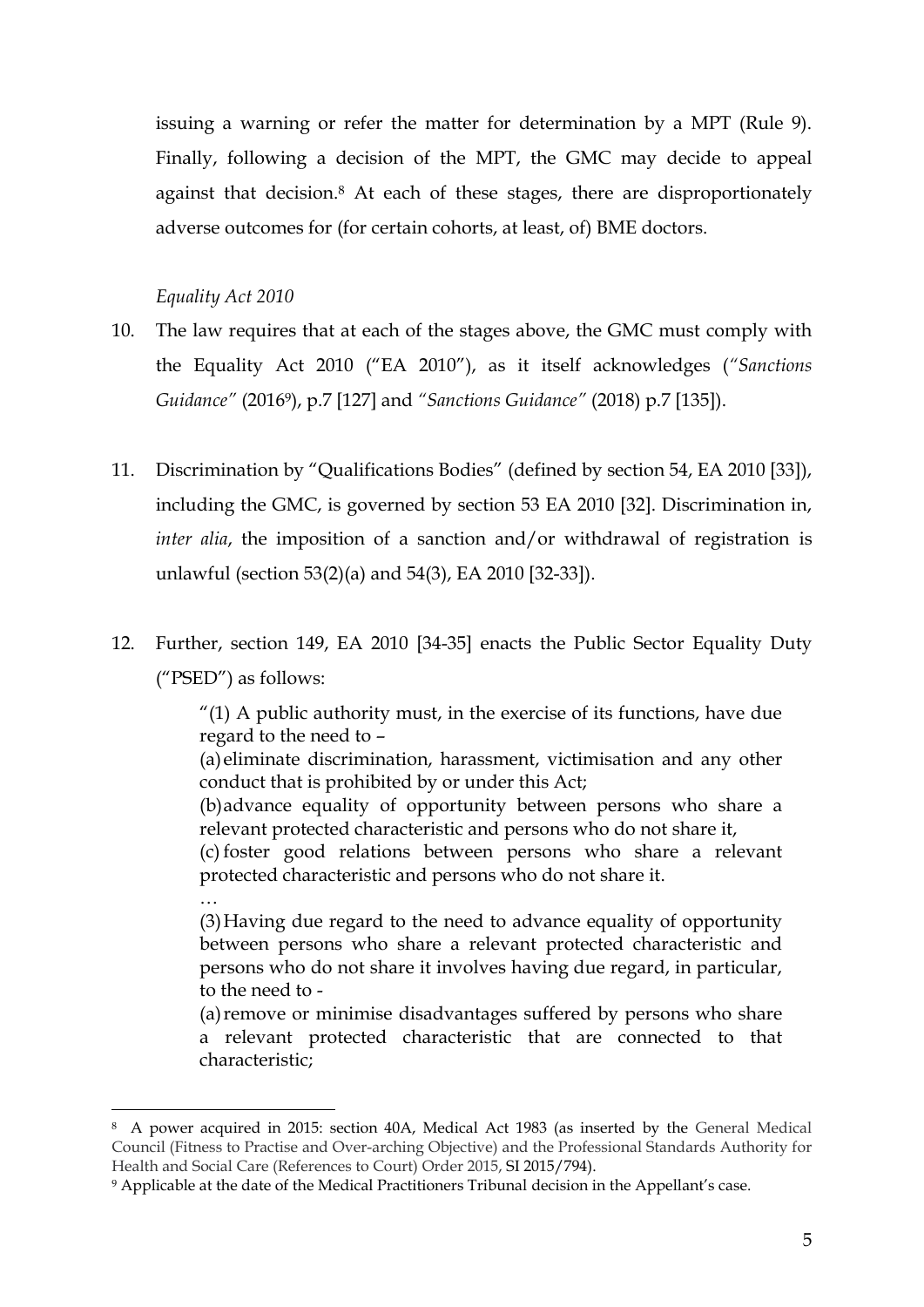issuing a warning or refer the matter for determination by a MPT (Rule 9). Finally, following a decision of the MPT, the GMC may decide to appeal against that decision.[8] At each of these stages, there are disproportionately adverse outcomes for (for certain cohorts, at least, of) BME doctors.

*Equality Act 2010*

10. The law requires that at each of the stages above, the GMC must comply with the Equality Act 2010 ("EA 2010"), as it itself acknowledges (*"Sanctions Guidance"* (2016[9]), p.7 [127] and *"Sanctions Guidance"* (2018) p.7 [135]).

11. Discrimination by "Qualifications Bodies" (defined by section 54, EA 2010 [33]), including the GMC, is governed by section 53 EA 2010 [32]. Discrimination in, *inter alia*, the imposition of a sanction and/or withdrawal of registration is unlawful (section 53(2)(a) and 54(3), EA 2010 [32-33]).

12. Further, section 149, EA 2010 [34-35] enacts the Public Sector Equality Duty ("PSED") as follows:

> "(1) A public authority must, in the exercise of its functions, have due regard to the need to –
> (a) eliminate discrimination, harassment, victimisation and any other conduct that is prohibited by or under this Act;
> (b) advance equality of opportunity between persons who share a relevant protected characteristic and persons who do not share it,
> (c) foster good relations between persons who share a relevant protected characteristic and persons who do not share it.
> …
> (3) Having due regard to the need to advance equality of opportunity between persons who share a relevant protected characteristic and persons who do not share it involves having due regard, in particular, to the need to -
> (a) remove or minimise disadvantages suffered by persons who share a relevant protected characteristic that are connected to that characteristic;

---

[8] A power acquired in 2015: section 40A, Medical Act 1983 (as inserted by the General Medical Council (Fitness to Practise and Over-arching Objective) and the Professional Standards Authority for Health and Social Care (References to Court) Order 2015, SI 2015/794).

[9] Applicable at the date of the Medical Practitioners Tribunal decision in the Appellant's case.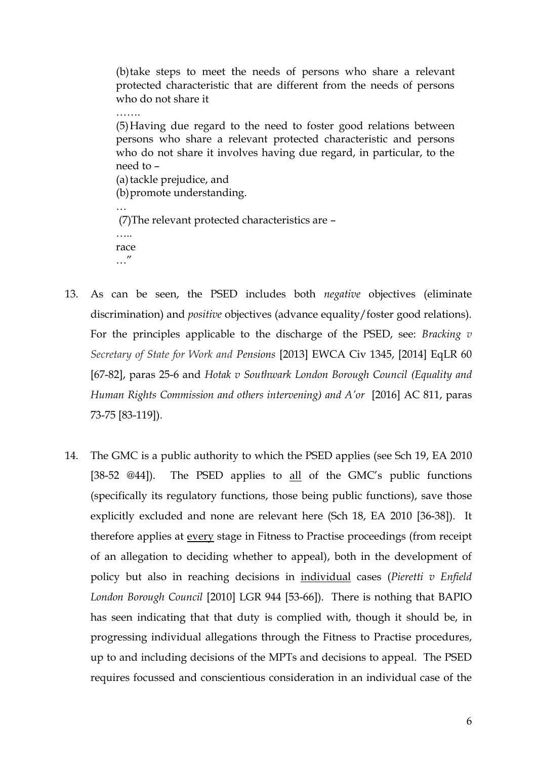> (b) take steps to meet the needs of persons who share a relevant protected characteristic that are different from the needs of persons who do not share it
>
> …….
>
> (5) Having due regard to the need to foster good relations between persons who share a relevant protected characteristic and persons who do not share it involves having due regard, in particular, to the need to –
>
> (a) tackle prejudice, and
>
> (b) promote understanding.
>
> …
>
> (7) The relevant protected characteristics are –
>
> …..
>
> race
>
> …"

13. As can be seen, the PSED includes both *negative* objectives (eliminate discrimination) and *positive* objectives (advance equality/foster good relations). For the principles applicable to the discharge of the PSED, see: *Bracking v Secretary of State for Work and Pensions* [2013] EWCA Civ 1345, [2014] EqLR 60 [67-82], paras 25-6 and *Hotak v Southwark London Borough Council (Equality and Human Rights Commission and others intervening) and A'or* [2016] AC 811, paras 73-75 [83-119]).

14. The GMC is a public authority to which the PSED applies (see Sch 19, EA 2010 [38-52 @44]). The PSED applies to <u>all</u> of the GMC's public functions (specifically its regulatory functions, those being public functions), save those explicitly excluded and none are relevant here (Sch 18, EA 2010 [36-38]). It therefore applies at <u>every</u> stage in Fitness to Practise proceedings (from receipt of an allegation to deciding whether to appeal), both in the development of policy but also in reaching decisions in <u>individual</u> cases (*Pieretti v Enfield London Borough Council* [2010] LGR 944 [53-66]). There is nothing that BAPIO has seen indicating that that duty is complied with, though it should be, in progressing individual allegations through the Fitness to Practise procedures, up to and including decisions of the MPTs and decisions to appeal. The PSED requires focussed and conscientious consideration in an individual case of the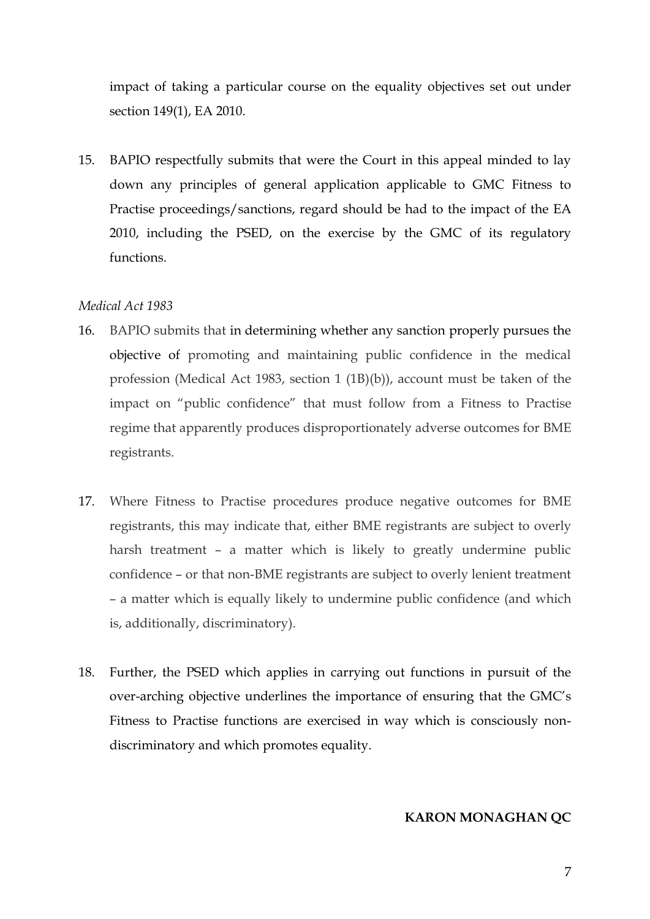impact of taking a particular course on the equality objectives set out under section 149(1), EA 2010.

15. BAPIO respectfully submits that were the Court in this appeal minded to lay down any principles of general application applicable to GMC Fitness to Practise proceedings/sanctions, regard should be had to the impact of the EA 2010, including the PSED, on the exercise by the GMC of its regulatory functions.

*Medical Act 1983*

16. BAPIO submits that in determining whether any sanction properly pursues the objective of promoting and maintaining public confidence in the medical profession (Medical Act 1983, section 1 (1B)(b)), account must be taken of the impact on "public confidence" that must follow from a Fitness to Practise regime that apparently produces disproportionately adverse outcomes for BME registrants.

17. Where Fitness to Practise procedures produce negative outcomes for BME registrants, this may indicate that, either BME registrants are subject to overly harsh treatment – a matter which is likely to greatly undermine public confidence – or that non-BME registrants are subject to overly lenient treatment – a matter which is equally likely to undermine public confidence (and which is, additionally, discriminatory).

18. Further, the PSED which applies in carrying out functions in pursuit of the over-arching objective underlines the importance of ensuring that the GMC's Fitness to Practise functions are exercised in way which is consciously non-discriminatory and which promotes equality.

**KARON MONAGHAN QC**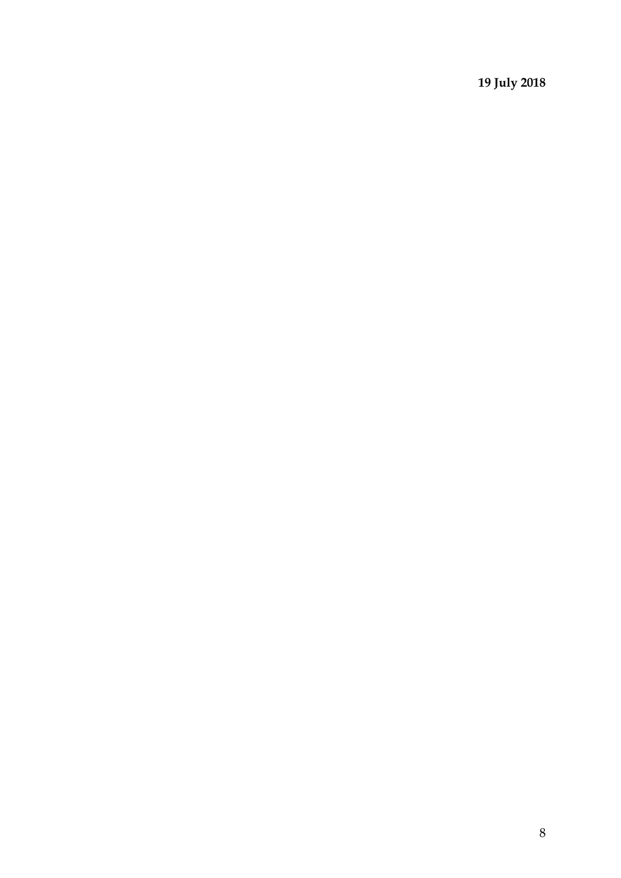**19 July 2018**